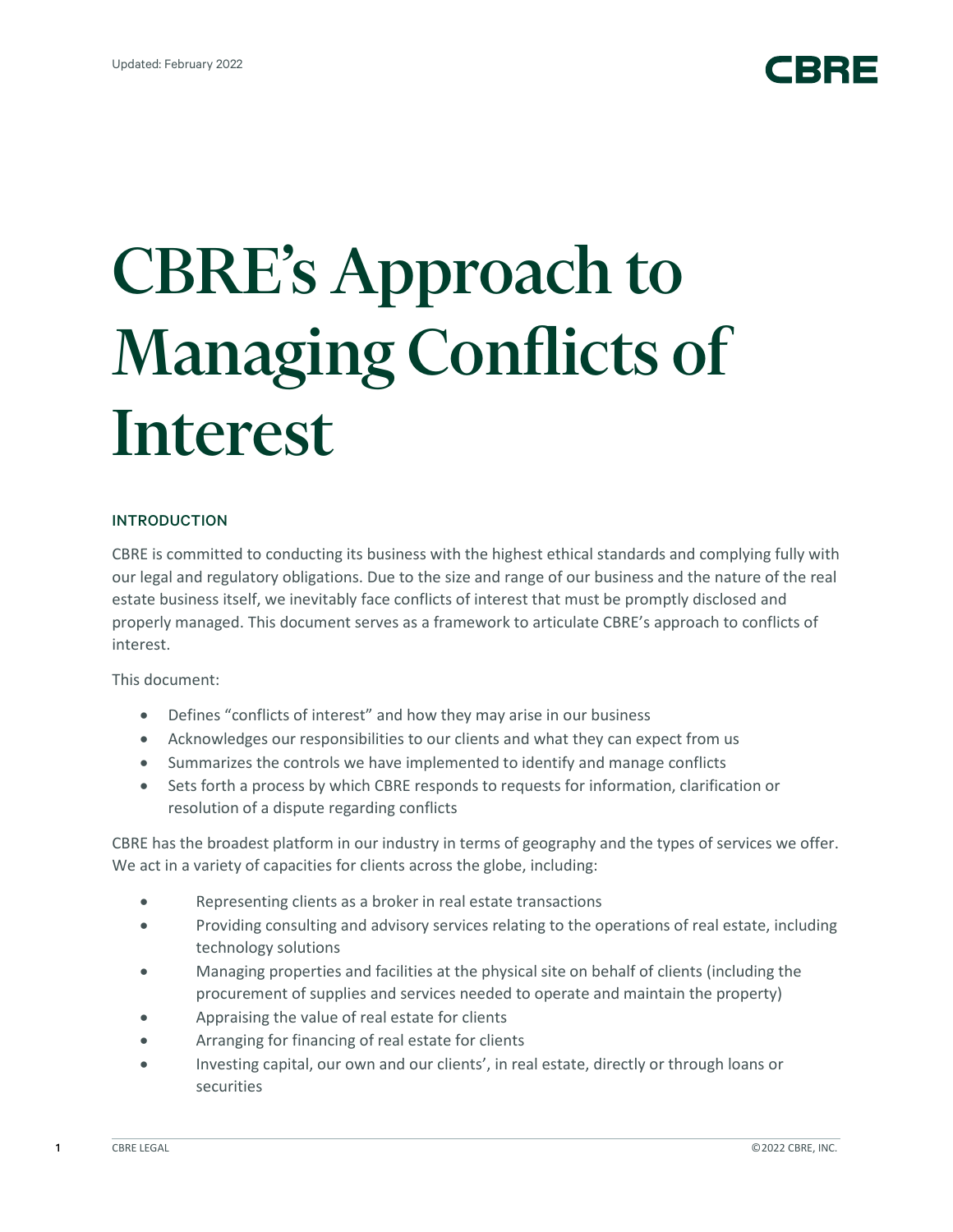Updated: February 2022

# CBRE's Approach to Managing Conflicts of Interest

## INTRODUCTION

CBRE is committed to conducting its business with the highest ethical standards and complying fully with our legal and regulatory obligations. Due to the size and range of our business and the nature of the real estate business itself, we inevitably face conflicts of interest that must be promptly disclosed and properly managed. This document serves as a framework to articulate CBRE's approach to conflicts of interest.

This document:

- Defines "conflicts of interest" and how they may arise in our business
- Acknowledges our responsibilities to our clients and what they can expect from us
- Summarizes the controls we have implemented to identify and manage conflicts
- Sets forth a process by which CBRE responds to requests for information, clarification or resolution of a dispute regarding conflicts

CBRE has the broadest platform in our industry in terms of geography and the types of services we offer. We act in a variety of capacities for clients across the globe, including:

- Representing clients as a broker in real estate transactions
- Providing consulting and advisory services relating to the operations of real estate, including technology solutions
- Managing properties and facilities at the physical site on behalf of clients (including the procurement of supplies and services needed to operate and maintain the property)
- Appraising the value of real estate for clients
- Arranging for financing of real estate for clients
- Investing capital, our own and our clients', in real estate, directly or through loans or securities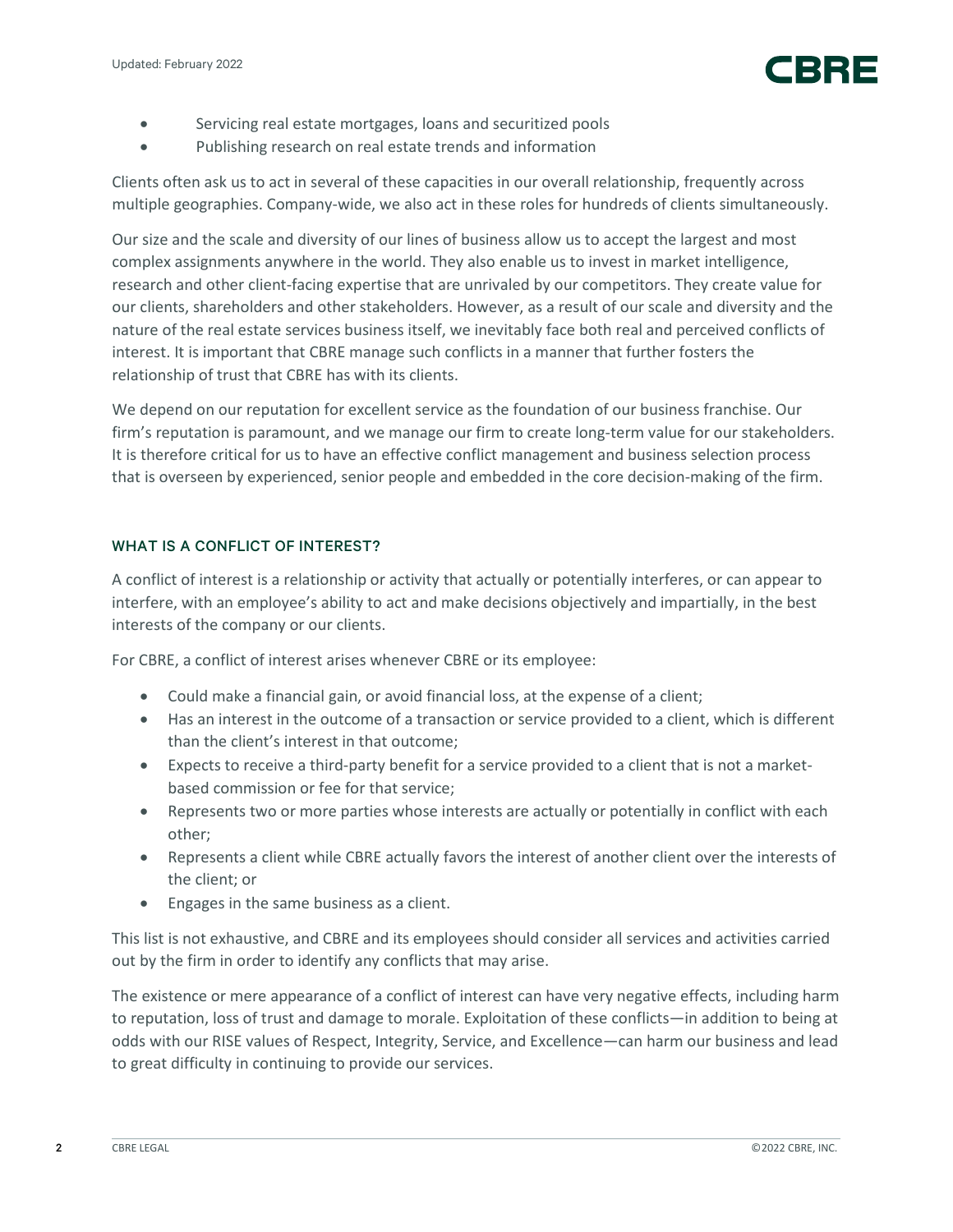- Servicing real estate mortgages, loans and securitized pools
- Publishing research on real estate trends and information

Clients often ask us to act in several of these capacities in our overall relationship, frequently across multiple geographies. Company-wide, we also act in these roles for hundreds of clients simultaneously.

Our size and the scale and diversity of our lines of business allow us to accept the largest and most complex assignments anywhere in the world. They also enable us to invest in market intelligence, research and other client-facing expertise that are unrivaled by our competitors. They create value for our clients, shareholders and other stakeholders. However, as a result of our scale and diversity and the nature of the real estate services business itself, we inevitably face both real and perceived conflicts of interest. It is important that CBRE manage such conflicts in a manner that further fosters the relationship of trust that CBRE has with its clients.

We depend on our reputation for excellent service as the foundation of our business franchise. Our firm's reputation is paramount, and we manage our firm to create long-term value for our stakeholders. It is therefore critical for us to have an effective conflict management and business selection process that is overseen by experienced, senior people and embedded in the core decision-making of the firm.

## WHAT IS A CONFLICT OF INTEREST?

A conflict of interest is a relationship or activity that actually or potentially interferes, or can appear to interfere, with an employee's ability to act and make decisions objectively and impartially, in the best interests of the company or our clients.

For CBRE, a conflict of interest arises whenever CBRE or its employee:

- Could make a financial gain, or avoid financial loss, at the expense of a client;
- Has an interest in the outcome of a transaction or service provided to a client, which is different than the client's interest in that outcome;
- Expects to receive a third-party benefit for a service provided to a client that is not a market-based commission or fee for that service;
- Represents two or more parties whose interests are actually or potentially in conflict with each other;
- Represents a client while CBRE actually favors the interest of another client over the interests of the client; or
- Engages in the same business as a client.

This list is not exhaustive, and CBRE and its employees should consider all services and activities carried out by the firm in order to identify any conflicts that may arise.

The existence or mere appearance of a conflict of interest can have very negative effects, including harm to reputation, loss of trust and damage to morale. Exploitation of these conflicts—in addition to being at odds with our RISE values of Respect, Integrity, Service, and Excellence—can harm our business and lead to great difficulty in continuing to provide our services.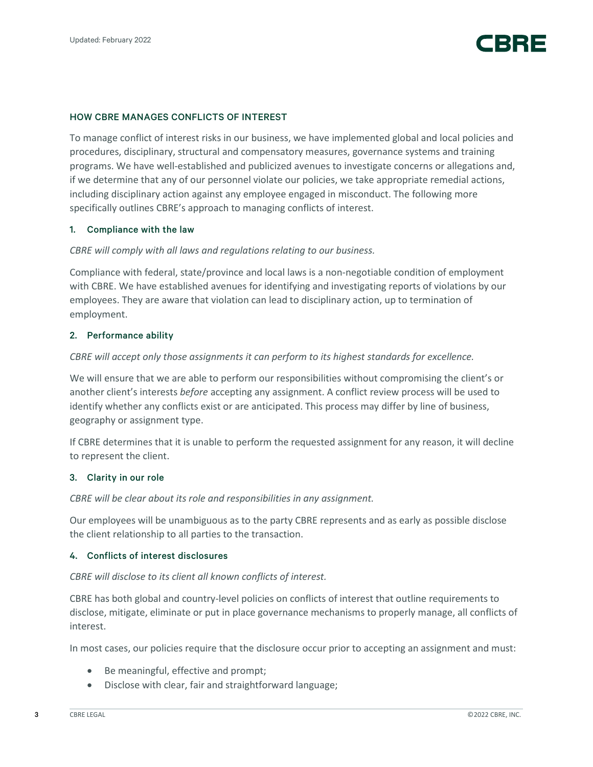## HOW CBRE MANAGES CONFLICTS OF INTEREST

To manage conflict of interest risks in our business, we have implemented global and local policies and procedures, disciplinary, structural and compensatory measures, governance systems and training programs. We have well-established and publicized avenues to investigate concerns or allegations and, if we determine that any of our personnel violate our policies, we take appropriate remedial actions, including disciplinary action against any employee engaged in misconduct. The following more specifically outlines CBRE's approach to managing conflicts of interest.

### 1. Compliance with the law

*CBRE will comply with all laws and regulations relating to our business.*

Compliance with federal, state/province and local laws is a non-negotiable condition of employment with CBRE. We have established avenues for identifying and investigating reports of violations by our employees. They are aware that violation can lead to disciplinary action, up to termination of employment.

### 2. Performance ability

*CBRE will accept only those assignments it can perform to its highest standards for excellence.*

We will ensure that we are able to perform our responsibilities without compromising the client's or another client's interests *before* accepting any assignment. A conflict review process will be used to identify whether any conflicts exist or are anticipated. This process may differ by line of business, geography or assignment type.

If CBRE determines that it is unable to perform the requested assignment for any reason, it will decline to represent the client.

### 3. Clarity in our role

*CBRE will be clear about its role and responsibilities in any assignment.*

Our employees will be unambiguous as to the party CBRE represents and as early as possible disclose the client relationship to all parties to the transaction.

### 4. Conflicts of interest disclosures

*CBRE will disclose to its client all known conflicts of interest.*

CBRE has both global and country-level policies on conflicts of interest that outline requirements to disclose, mitigate, eliminate or put in place governance mechanisms to properly manage, all conflicts of interest.

In most cases, our policies require that the disclosure occur prior to accepting an assignment and must:

- Be meaningful, effective and prompt;
- Disclose with clear, fair and straightforward language;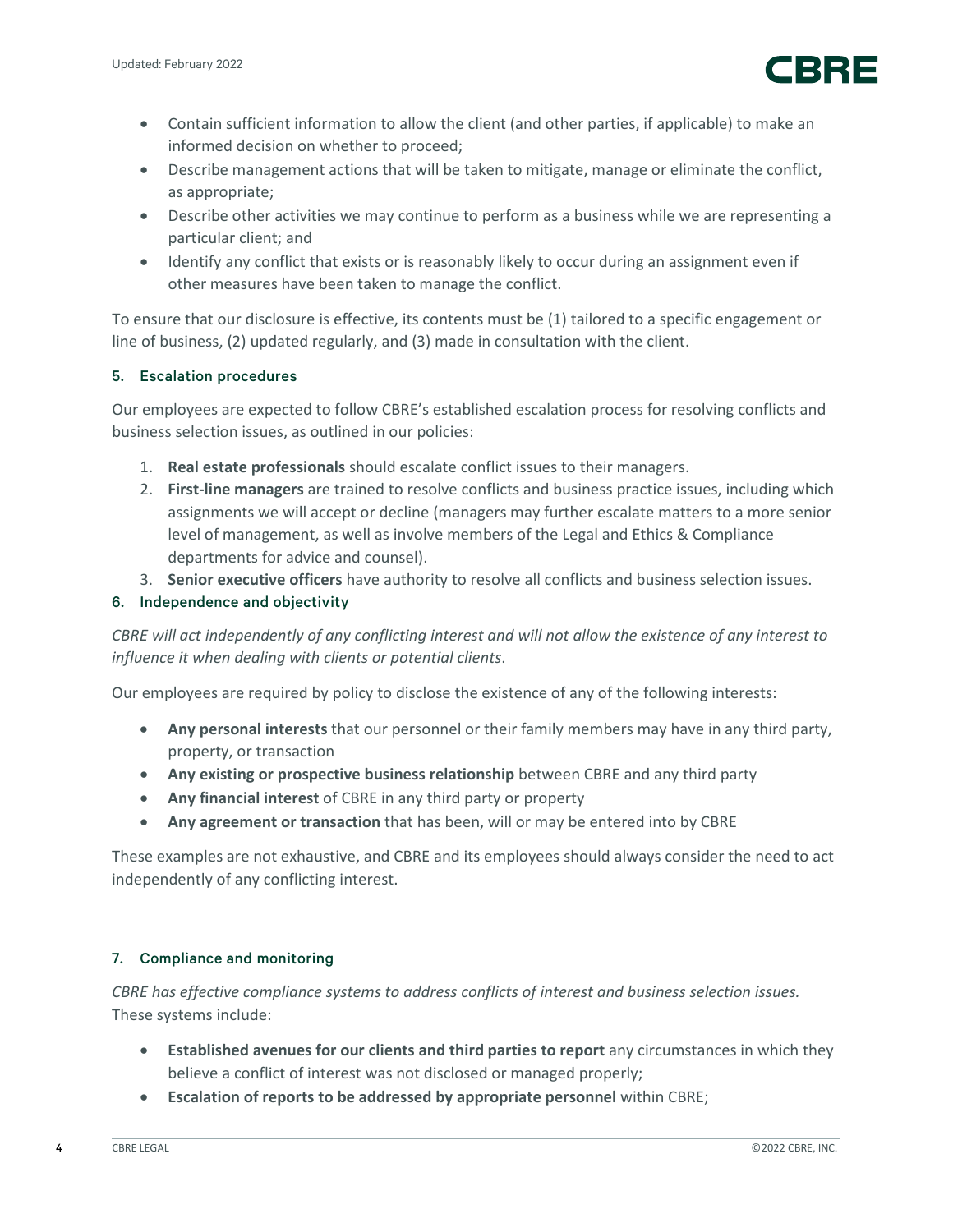- Contain sufficient information to allow the client (and other parties, if applicable) to make an informed decision on whether to proceed;
- Describe management actions that will be taken to mitigate, manage or eliminate the conflict, as appropriate;
- Describe other activities we may continue to perform as a business while we are representing a particular client; and
- Identify any conflict that exists or is reasonably likely to occur during an assignment even if other measures have been taken to manage the conflict.

To ensure that our disclosure is effective, its contents must be (1) tailored to a specific engagement or line of business, (2) updated regularly, and (3) made in consultation with the client.

### 5. Escalation procedures

Our employees are expected to follow CBRE's established escalation process for resolving conflicts and business selection issues, as outlined in our policies:

1. **Real estate professionals** should escalate conflict issues to their managers.
2. **First-line managers** are trained to resolve conflicts and business practice issues, including which assignments we will accept or decline (managers may further escalate matters to a more senior level of management, as well as involve members of the Legal and Ethics & Compliance departments for advice and counsel).
3. **Senior executive officers** have authority to resolve all conflicts and business selection issues.

### 6. Independence and objectivity

*CBRE will act independently of any conflicting interest and will not allow the existence of any interest to influence it when dealing with clients or potential clients*.

Our employees are required by policy to disclose the existence of any of the following interests:

- **Any personal interests** that our personnel or their family members may have in any third party, property, or transaction
- **Any existing or prospective business relationship** between CBRE and any third party
- **Any financial interest** of CBRE in any third party or property
- **Any agreement or transaction** that has been, will or may be entered into by CBRE

These examples are not exhaustive, and CBRE and its employees should always consider the need to act independently of any conflicting interest.

### 7. Compliance and monitoring

*CBRE has effective compliance systems to address conflicts of interest and business selection issues.* These systems include:

- **Established avenues for our clients and third parties to report** any circumstances in which they believe a conflict of interest was not disclosed or managed properly;
- **Escalation of reports to be addressed by appropriate personnel** within CBRE;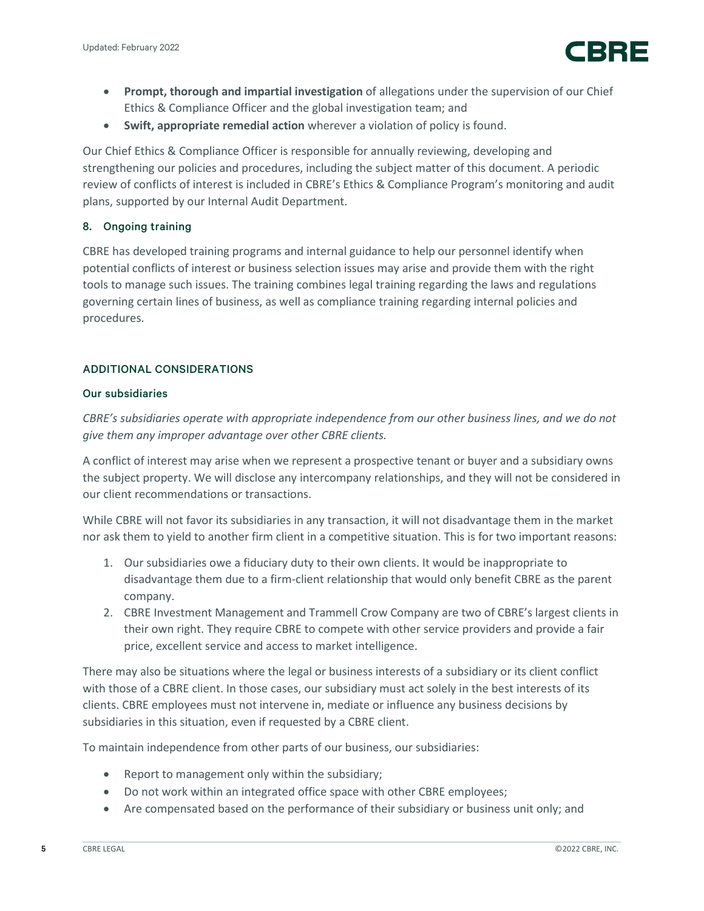- **Prompt, thorough and impartial investigation** of allegations under the supervision of our Chief Ethics & Compliance Officer and the global investigation team; and
- **Swift, appropriate remedial action** wherever a violation of policy is found.

Our Chief Ethics & Compliance Officer is responsible for annually reviewing, developing and strengthening our policies and procedures, including the subject matter of this document. A periodic review of conflicts of interest is included in CBRE's Ethics & Compliance Program's monitoring and audit plans, supported by our Internal Audit Department.

### 8. Ongoing training

CBRE has developed training programs and internal guidance to help our personnel identify when potential conflicts of interest or business selection issues may arise and provide them with the right tools to manage such issues. The training combines legal training regarding the laws and regulations governing certain lines of business, as well as compliance training regarding internal policies and procedures.

## ADDITIONAL CONSIDERATIONS

### Our subsidiaries

*CBRE's subsidiaries operate with appropriate independence from our other business lines, and we do not give them any improper advantage over other CBRE clients.*

A conflict of interest may arise when we represent a prospective tenant or buyer and a subsidiary owns the subject property. We will disclose any intercompany relationships, and they will not be considered in our client recommendations or transactions.

While CBRE will not favor its subsidiaries in any transaction, it will not disadvantage them in the market nor ask them to yield to another firm client in a competitive situation. This is for two important reasons:

1. Our subsidiaries owe a fiduciary duty to their own clients. It would be inappropriate to disadvantage them due to a firm-client relationship that would only benefit CBRE as the parent company.
2. CBRE Investment Management and Trammell Crow Company are two of CBRE's largest clients in their own right. They require CBRE to compete with other service providers and provide a fair price, excellent service and access to market intelligence.

There may also be situations where the legal or business interests of a subsidiary or its client conflict with those of a CBRE client. In those cases, our subsidiary must act solely in the best interests of its clients. CBRE employees must not intervene in, mediate or influence any business decisions by subsidiaries in this situation, even if requested by a CBRE client.

To maintain independence from other parts of our business, our subsidiaries:

- Report to management only within the subsidiary;
- Do not work within an integrated office space with other CBRE employees;
- Are compensated based on the performance of their subsidiary or business unit only; and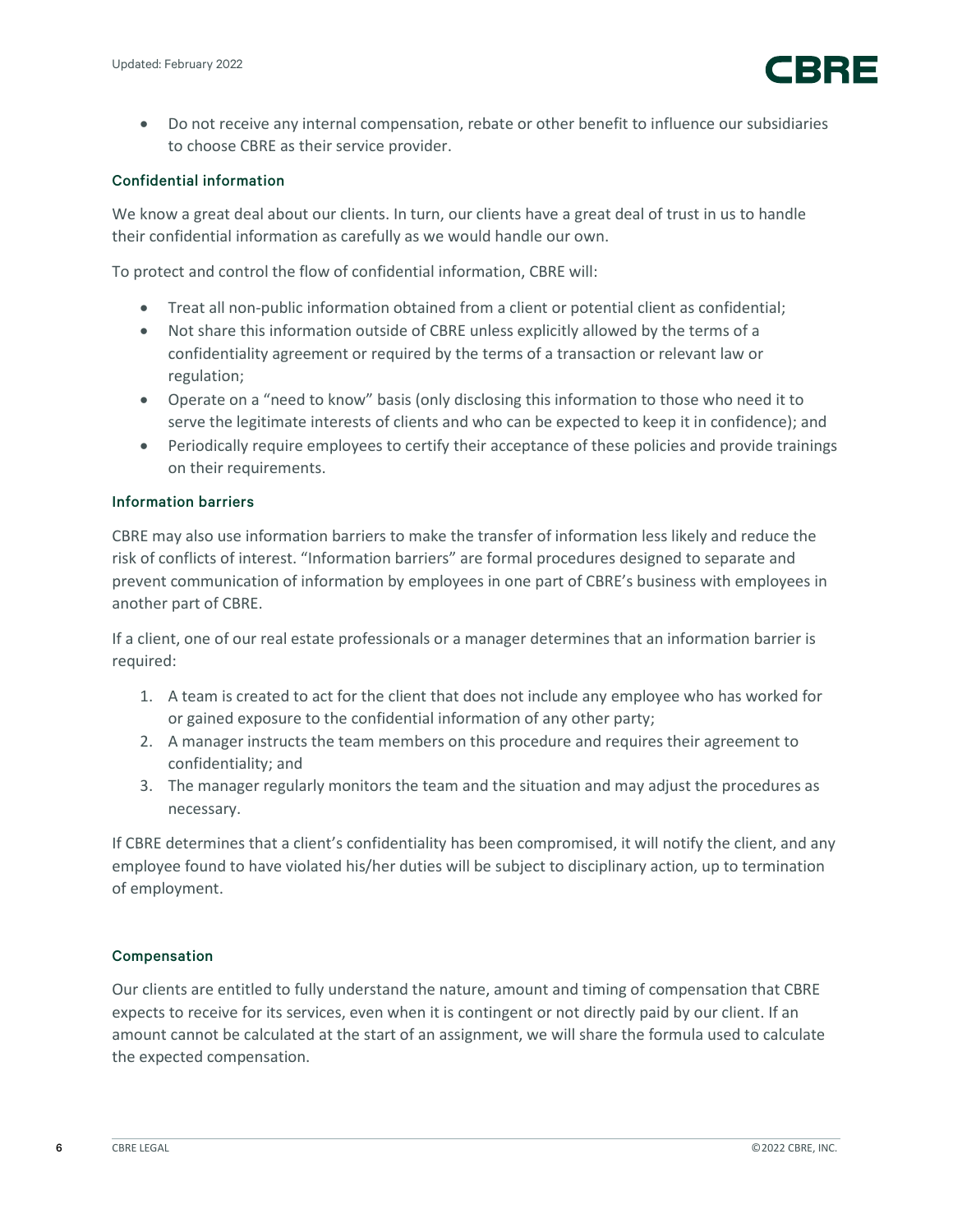- Do not receive any internal compensation, rebate or other benefit to influence our subsidiaries to choose CBRE as their service provider.

### Confidential information

We know a great deal about our clients. In turn, our clients have a great deal of trust in us to handle their confidential information as carefully as we would handle our own.

To protect and control the flow of confidential information, CBRE will:

- Treat all non-public information obtained from a client or potential client as confidential;
- Not share this information outside of CBRE unless explicitly allowed by the terms of a confidentiality agreement or required by the terms of a transaction or relevant law or regulation;
- Operate on a "need to know" basis (only disclosing this information to those who need it to serve the legitimate interests of clients and who can be expected to keep it in confidence); and
- Periodically require employees to certify their acceptance of these policies and provide trainings on their requirements.

### Information barriers

CBRE may also use information barriers to make the transfer of information less likely and reduce the risk of conflicts of interest. "Information barriers" are formal procedures designed to separate and prevent communication of information by employees in one part of CBRE's business with employees in another part of CBRE.

If a client, one of our real estate professionals or a manager determines that an information barrier is required:

1. A team is created to act for the client that does not include any employee who has worked for or gained exposure to the confidential information of any other party;
2. A manager instructs the team members on this procedure and requires their agreement to confidentiality; and
3. The manager regularly monitors the team and the situation and may adjust the procedures as necessary.

If CBRE determines that a client's confidentiality has been compromised, it will notify the client, and any employee found to have violated his/her duties will be subject to disciplinary action, up to termination of employment.

### Compensation

Our clients are entitled to fully understand the nature, amount and timing of compensation that CBRE expects to receive for its services, even when it is contingent or not directly paid by our client. If an amount cannot be calculated at the start of an assignment, we will share the formula used to calculate the expected compensation.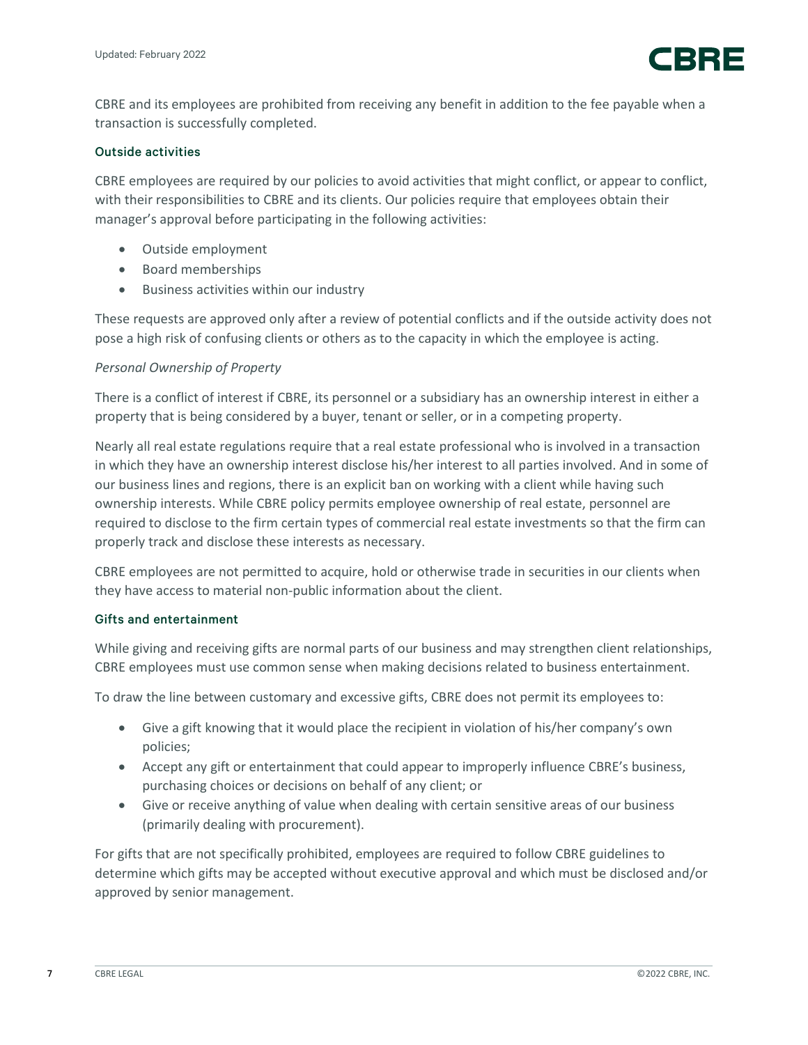CBRE and its employees are prohibited from receiving any benefit in addition to the fee payable when a transaction is successfully completed.

### Outside activities

CBRE employees are required by our policies to avoid activities that might conflict, or appear to conflict, with their responsibilities to CBRE and its clients. Our policies require that employees obtain their manager's approval before participating in the following activities:

- Outside employment
- Board memberships
- Business activities within our industry

These requests are approved only after a review of potential conflicts and if the outside activity does not pose a high risk of confusing clients or others as to the capacity in which the employee is acting.

*Personal Ownership of Property*

There is a conflict of interest if CBRE, its personnel or a subsidiary has an ownership interest in either a property that is being considered by a buyer, tenant or seller, or in a competing property.

Nearly all real estate regulations require that a real estate professional who is involved in a transaction in which they have an ownership interest disclose his/her interest to all parties involved. And in some of our business lines and regions, there is an explicit ban on working with a client while having such ownership interests. While CBRE policy permits employee ownership of real estate, personnel are required to disclose to the firm certain types of commercial real estate investments so that the firm can properly track and disclose these interests as necessary.

CBRE employees are not permitted to acquire, hold or otherwise trade in securities in our clients when they have access to material non-public information about the client.

### Gifts and entertainment

While giving and receiving gifts are normal parts of our business and may strengthen client relationships, CBRE employees must use common sense when making decisions related to business entertainment.

To draw the line between customary and excessive gifts, CBRE does not permit its employees to:

- Give a gift knowing that it would place the recipient in violation of his/her company's own policies;
- Accept any gift or entertainment that could appear to improperly influence CBRE's business, purchasing choices or decisions on behalf of any client; or
- Give or receive anything of value when dealing with certain sensitive areas of our business (primarily dealing with procurement).

For gifts that are not specifically prohibited, employees are required to follow CBRE guidelines to determine which gifts may be accepted without executive approval and which must be disclosed and/or approved by senior management.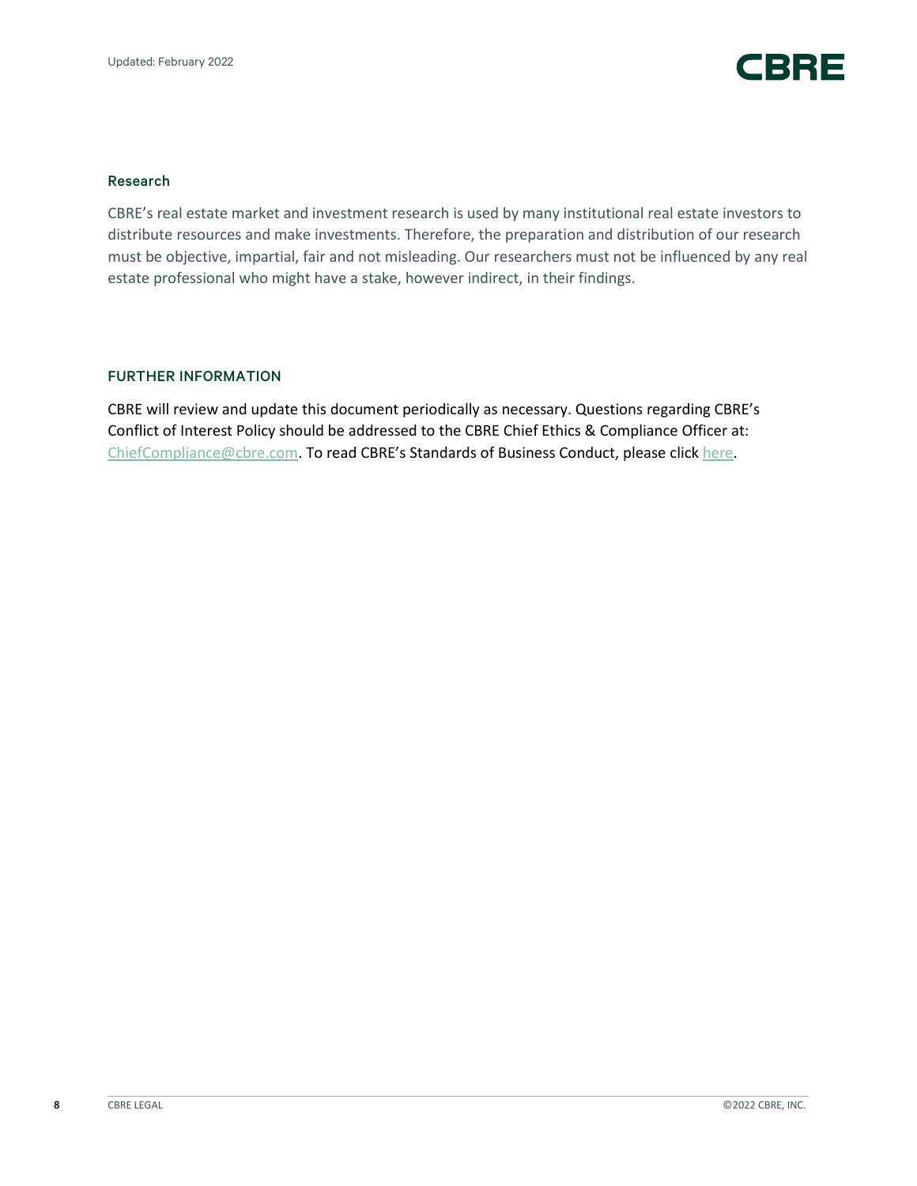### Research

CBRE's real estate market and investment research is used by many institutional real estate investors to distribute resources and make investments. Therefore, the preparation and distribution of our research must be objective, impartial, fair and not misleading. Our researchers must not be influenced by any real estate professional who might have a stake, however indirect, in their findings.

## FURTHER INFORMATION

CBRE will review and update this document periodically as necessary. Questions regarding CBRE's Conflict of Interest Policy should be addressed to the CBRE Chief Ethics & Compliance Officer at: ChiefCompliance@cbre.com. To read CBRE's Standards of Business Conduct, please click here.